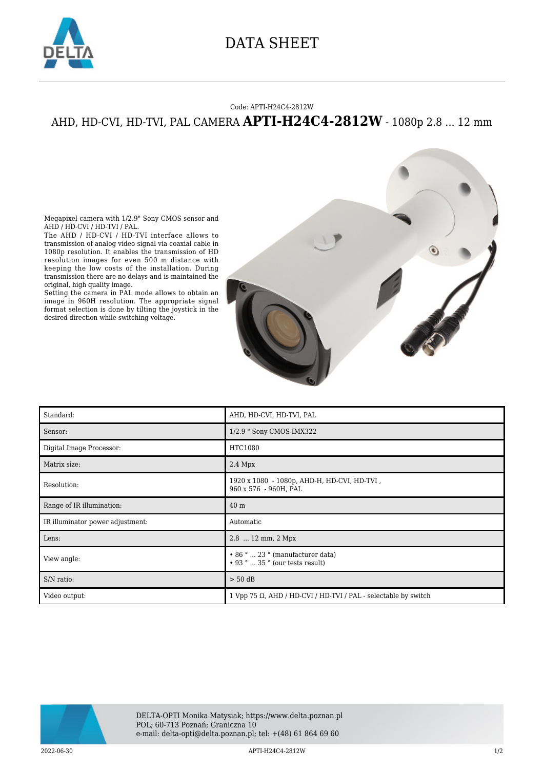# DATA SHEET

Code: APTI-H24C4-2812W

## AHD, HD-CVI, HD-TVI, PAL CAMERA **APTI-H24C4-2812W** - 1080p 2.8 ... 12 mm

Megapixel camera with 1/2.9" Sony CMOS sensor and AHD / HD-CVI / HD-TVI / PAL.
The AHD / HD-CVI / HD-TVI interface allows to transmission of analog video signal via coaxial cable in 1080p resolution. It enables the transmission of HD resolution images for even 500 m distance with keeping the low costs of the installation. During transmission there are no delays and is maintained the original, high quality image.
Setting the camera in PAL mode allows to obtain an image in 960H resolution. The appropriate signal format selection is done by tilting the joystick in the desired direction while switching voltage.

| | |
|---|---|
| Standard: | AHD, HD-CVI, HD-TVI, PAL |
| Sensor: | 1/2.9 " Sony CMOS IMX322 |
| Digital Image Processor: | HTC1080 |
| Matrix size: | 2.4 Mpx |
| Resolution: | 1920 x 1080 - 1080p, AHD-H, HD-CVI, HD-TVI , 960 x 576 - 960H, PAL |
| Range of IR illumination: | 40 m |
| IR illuminator power adjustment: | Automatic |
| Lens: | 2.8 ... 12 mm, 2 Mpx |
| View angle: | • 86 ° ... 23 ° (manufacturer data) • 93 ° ... 35 ° (our tests result) |
| S/N ratio: | > 50 dB |
| Video output: | 1 Vpp 75 Ω, AHD / HD-CVI / HD-TVI / PAL - selectable by switch |

DELTA-OPTI Monika Matysiak; https://www.delta.poznan.pl
POL; 60-713 Poznań; Graniczna 10
e-mail: delta-opti@delta.poznan.pl; tel: +(48) 61 864 69 60

2022-06-30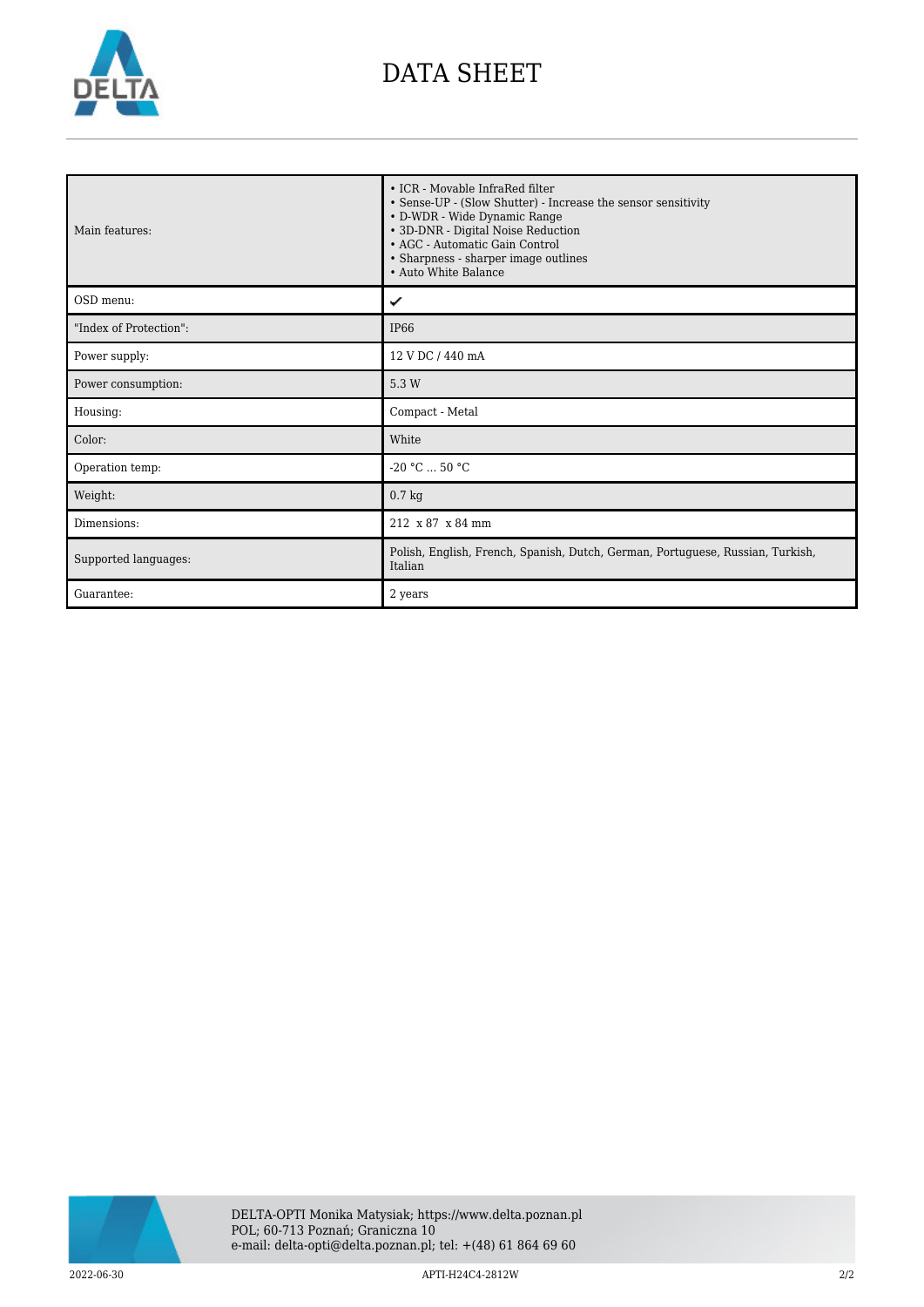# DATA SHEET

| | |
|---|---|
| Main features: | • ICR - Movable InfraRed filter<br>• Sense-UP - (Slow Shutter) - Increase the sensor sensitivity<br>• D-WDR - Wide Dynamic Range<br>• 3D-DNR - Digital Noise Reduction<br>• AGC - Automatic Gain Control<br>• Sharpness - sharper image outlines<br>• Auto White Balance |
| OSD menu: | ✔ |
| "Index of Protection": | IP66 |
| Power supply: | 12 V DC / 440 mA |
| Power consumption: | 5.3 W |
| Housing: | Compact - Metal |
| Color: | White |
| Operation temp: | -20 °C ... 50 °C |
| Weight: | 0.7 kg |
| Dimensions: | 212 x 87 x 84 mm |
| Supported languages: | Polish, English, French, Spanish, Dutch, German, Portuguese, Russian, Turkish, Italian |
| Guarantee: | 2 years |

DELTA-OPTI Monika Matysiak; https://www.delta.poznan.pl
POL; 60-713 Poznań; Graniczna 10
e-mail: delta-opti@delta.poznan.pl; tel: +(48) 61 864 69 60

2022-06-30 APTI-H24C4-2812W